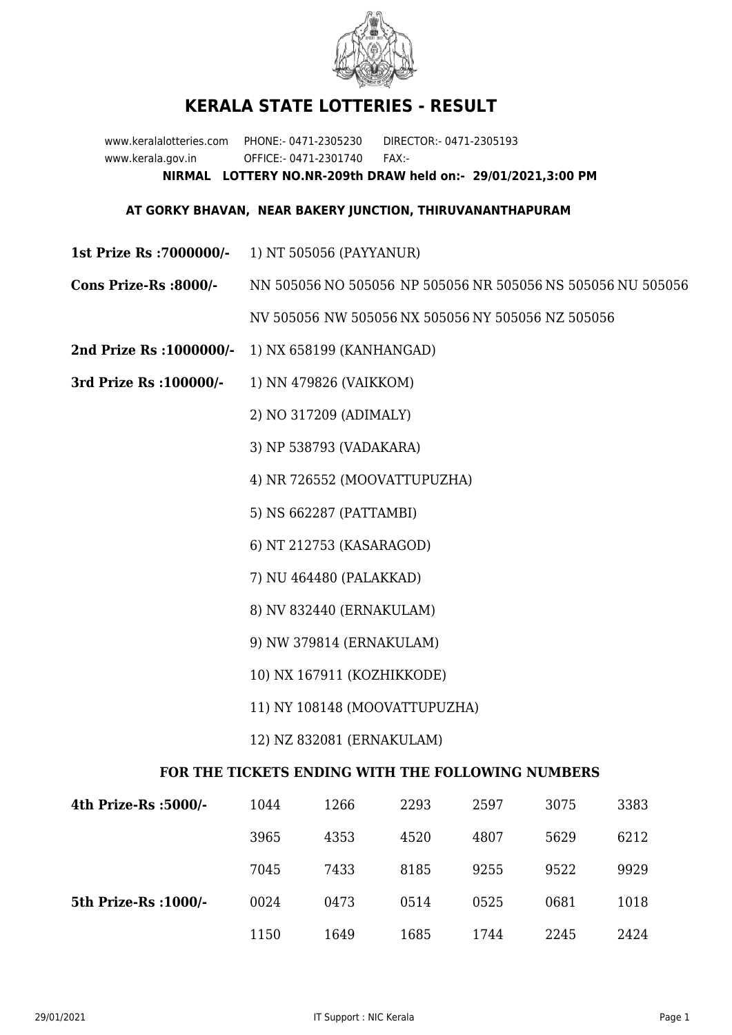# KERALA STATE LOTTERIES - RESULT

www.keralalotteries.com PHONE:- 0471-2305230 DIRECTOR:- 0471-2305193
www.kerala.gov.in OFFICE:- 0471-2301740 FAX:-

**NIRMAL LOTTERY NO.NR-209th DRAW held on:- 29/01/2021,3:00 PM**

**AT GORKY BHAVAN, NEAR BAKERY JUNCTION, THIRUVANANTHAPURAM**

**1st Prize Rs :7000000/-** 1) NT 505056 (PAYYANUR)

**Cons Prize-Rs :8000/-** NN 505056 NO 505056 NP 505056 NR 505056 NS 505056 NU 505056 NV 505056 NW 505056 NX 505056 NY 505056 NZ 505056

**2nd Prize Rs :1000000/-** 1) NX 658199 (KANHANGAD)

**3rd Prize Rs :100000/-**

1) NN 479826 (VAIKKOM)
2) NO 317209 (ADIMALY)
3) NP 538793 (VADAKARA)
4) NR 726552 (MOOVATTUPUZHA)
5) NS 662287 (PATTAMBI)
6) NT 212753 (KASARAGOD)
7) NU 464480 (PALAKKAD)
8) NV 832440 (ERNAKULAM)
9) NW 379814 (ERNAKULAM)
10) NX 167911 (KOZHIKKODE)
11) NY 108148 (MOOVATTUPUZHA)
12) NZ 832081 (ERNAKULAM)

## FOR THE TICKETS ENDING WITH THE FOLLOWING NUMBERS

| | | | | | | |
|---|---|---|---|---|---|---|
| **4th Prize-Rs :5000/-** | 1044 | 1266 | 2293 | 2597 | 3075 | 3383 |
| | 3965 | 4353 | 4520 | 4807 | 5629 | 6212 |
| | 7045 | 7433 | 8185 | 9255 | 9522 | 9929 |
| **5th Prize-Rs :1000/-** | 0024 | 0473 | 0514 | 0525 | 0681 | 1018 |
| | 1150 | 1649 | 1685 | 1744 | 2245 | 2424 |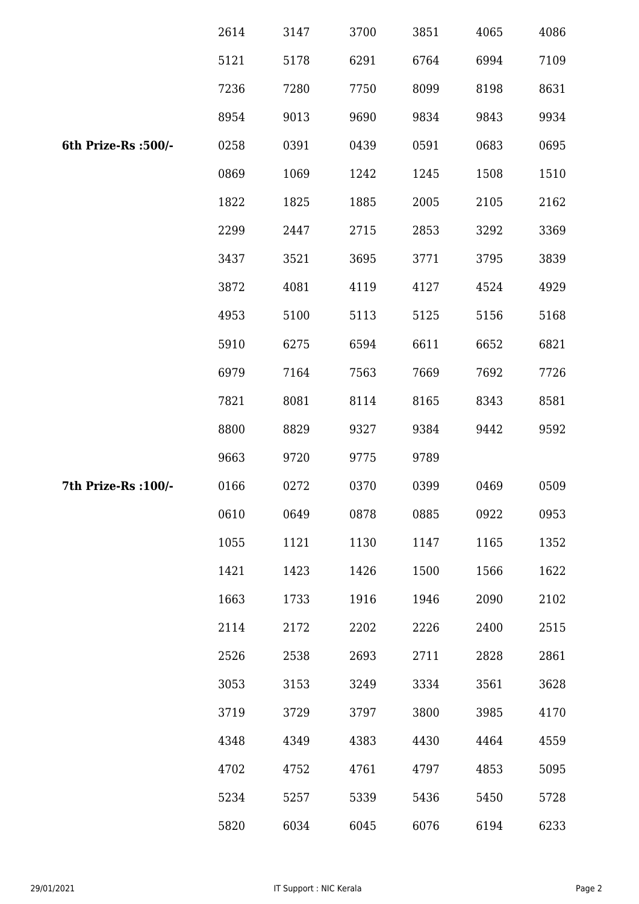| | | | | | | |
|---|---|---|---|---|---|---|
| | 2614 | 3147 | 3700 | 3851 | 4065 | 4086 |
| | 5121 | 5178 | 6291 | 6764 | 6994 | 7109 |
| | 7236 | 7280 | 7750 | 8099 | 8198 | 8631 |
| | 8954 | 9013 | 9690 | 9834 | 9843 | 9934 |
| **6th Prize-Rs :500/-** | 0258 | 0391 | 0439 | 0591 | 0683 | 0695 |
| | 0869 | 1069 | 1242 | 1245 | 1508 | 1510 |
| | 1822 | 1825 | 1885 | 2005 | 2105 | 2162 |
| | 2299 | 2447 | 2715 | 2853 | 3292 | 3369 |
| | 3437 | 3521 | 3695 | 3771 | 3795 | 3839 |
| | 3872 | 4081 | 4119 | 4127 | 4524 | 4929 |
| | 4953 | 5100 | 5113 | 5125 | 5156 | 5168 |
| | 5910 | 6275 | 6594 | 6611 | 6652 | 6821 |
| | 6979 | 7164 | 7563 | 7669 | 7692 | 7726 |
| | 7821 | 8081 | 8114 | 8165 | 8343 | 8581 |
| | 8800 | 8829 | 9327 | 9384 | 9442 | 9592 |
| | 9663 | 9720 | 9775 | 9789 | | |
| **7th Prize-Rs :100/-** | 0166 | 0272 | 0370 | 0399 | 0469 | 0509 |
| | 0610 | 0649 | 0878 | 0885 | 0922 | 0953 |
| | 1055 | 1121 | 1130 | 1147 | 1165 | 1352 |
| | 1421 | 1423 | 1426 | 1500 | 1566 | 1622 |
| | 1663 | 1733 | 1916 | 1946 | 2090 | 2102 |
| | 2114 | 2172 | 2202 | 2226 | 2400 | 2515 |
| | 2526 | 2538 | 2693 | 2711 | 2828 | 2861 |
| | 3053 | 3153 | 3249 | 3334 | 3561 | 3628 |
| | 3719 | 3729 | 3797 | 3800 | 3985 | 4170 |
| | 4348 | 4349 | 4383 | 4430 | 4464 | 4559 |
| | 4702 | 4752 | 4761 | 4797 | 4853 | 5095 |
| | 5234 | 5257 | 5339 | 5436 | 5450 | 5728 |
| | 5820 | 6034 | 6045 | 6076 | 6194 | 6233 |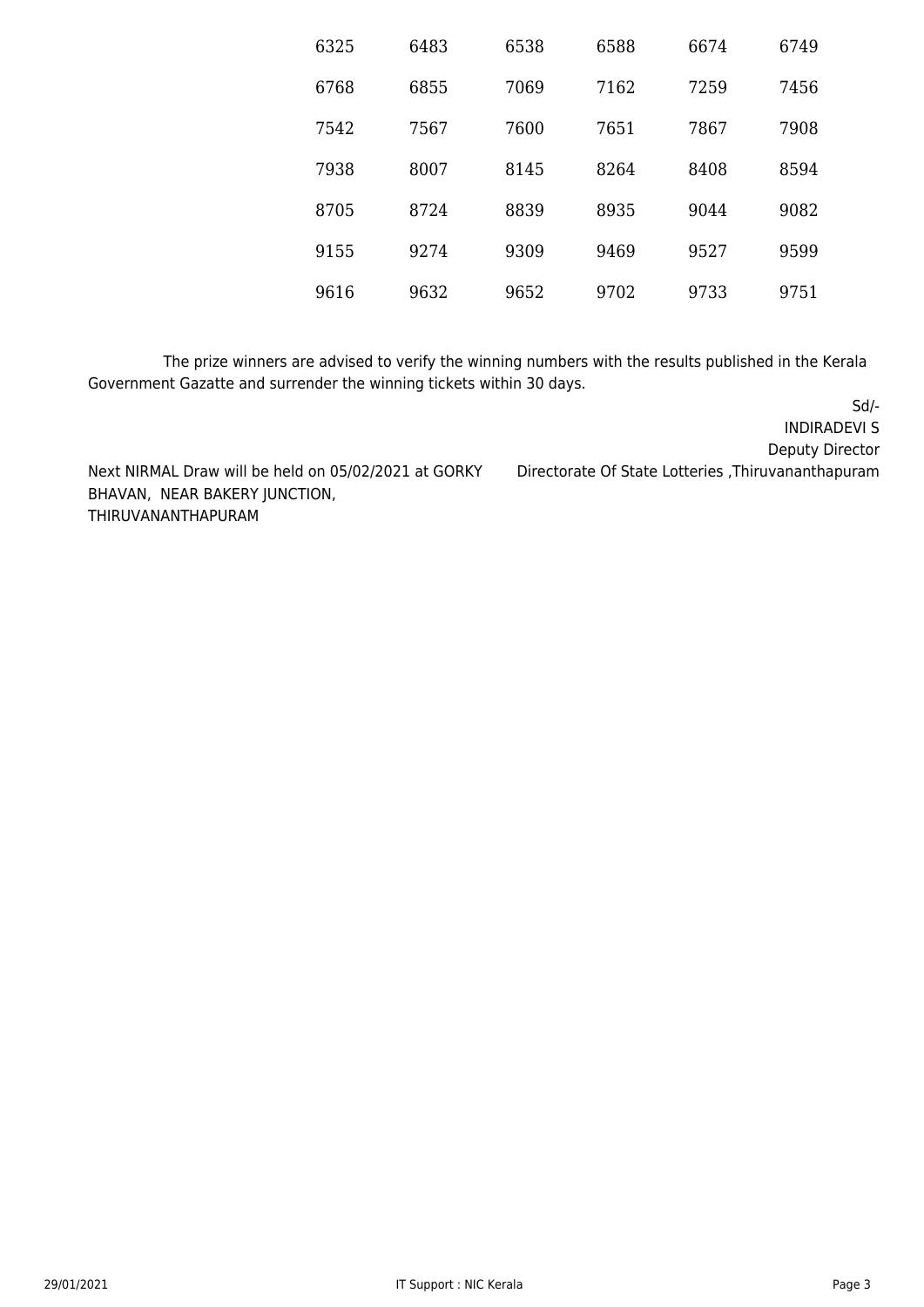| | | | | | |
|---|---|---|---|---|---|
| 6325 | 6483 | 6538 | 6588 | 6674 | 6749 |
| 6768 | 6855 | 7069 | 7162 | 7259 | 7456 |
| 7542 | 7567 | 7600 | 7651 | 7867 | 7908 |
| 7938 | 8007 | 8145 | 8264 | 8408 | 8594 |
| 8705 | 8724 | 8839 | 8935 | 9044 | 9082 |
| 9155 | 9274 | 9309 | 9469 | 9527 | 9599 |
| 9616 | 9632 | 9652 | 9702 | 9733 | 9751 |

The prize winners are advised to verify the winning numbers with the results published in the Kerala Government Gazatte and surrender the winning tickets within 30 days.

Sd/-
INDIRADEVI S
Deputy Director
Directorate Of State Lotteries ,Thiruvananthapuram

Next NIRMAL Draw will be held on 05/02/2021 at GORKY BHAVAN, NEAR BAKERY JUNCTION, THIRUVANANTHAPURAM